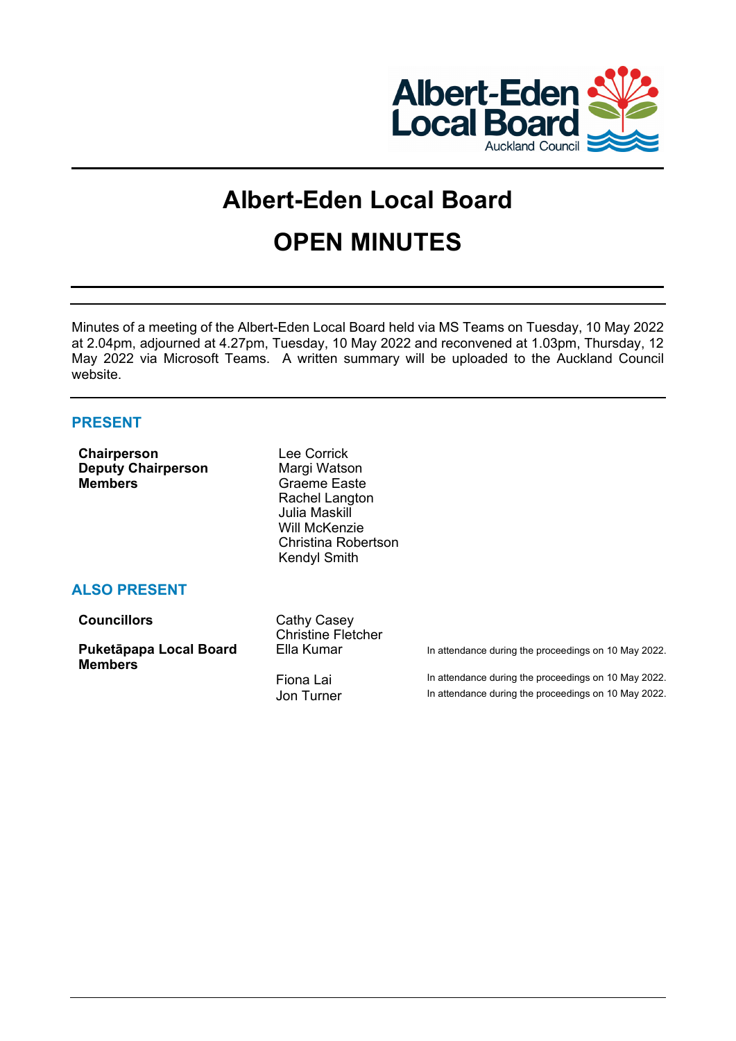# Albert-Eden Local Board

# OPEN MINUTES

Minutes of a meeting of the Albert-Eden Local Board held via MS Teams on Tuesday, 10 May 2022 at 2.04pm, adjourned at 4.27pm, Tuesday, 10 May 2022 and reconvened at 1.03pm, Thursday, 12 May 2022 via Microsoft Teams. A written summary will be uploaded to the Auckland Council website.

## PRESENT

| | |
|---|---|
| **Chairperson** | Lee Corrick |
| **Deputy Chairperson** | Margi Watson |
| **Members** | Graeme Easte |
| | Rachel Langton |
| | Julia Maskill |
| | Will McKenzie |
| | Christina Robertson |
| | Kendyl Smith |

## ALSO PRESENT

| | | |
|---|---|---|
| **Councillors** | Cathy Casey | |
| | Christine Fletcher | |
| **Puketāpapa Local Board Members** | Ella Kumar | In attendance during the proceedings on 10 May 2022. |
| | Fiona Lai | In attendance during the proceedings on 10 May 2022. |
| | Jon Turner | In attendance during the proceedings on 10 May 2022. |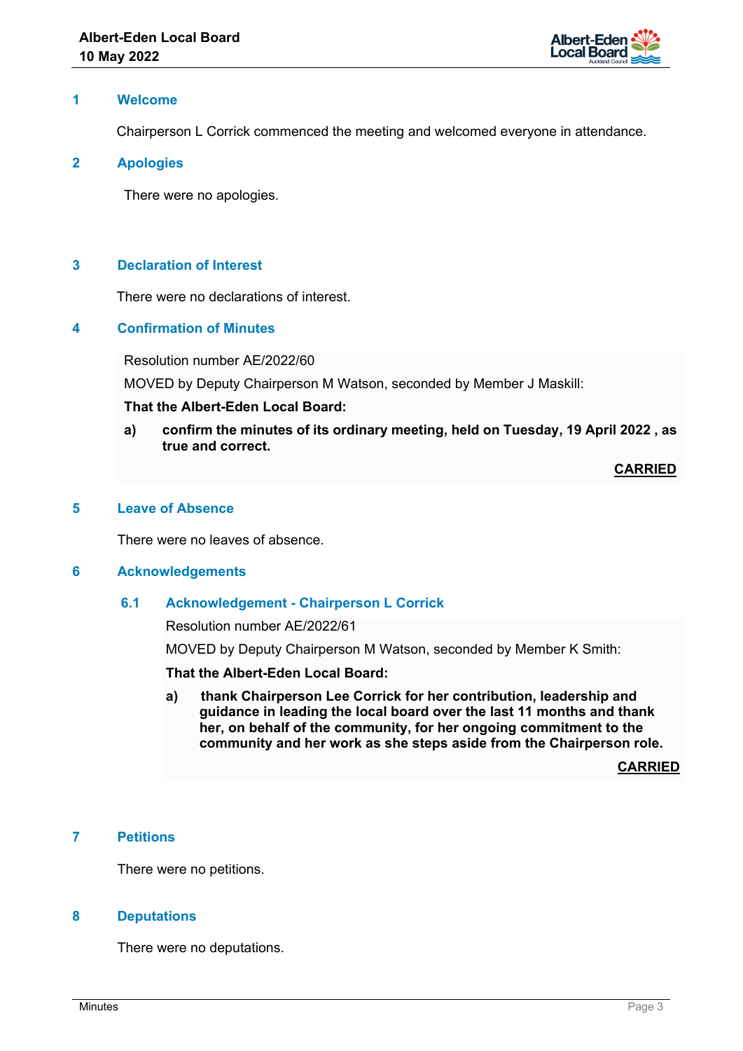## 1 Welcome

Chairperson L Corrick commenced the meeting and welcomed everyone in attendance.

## 2 Apologies

There were no apologies.

## 3 Declaration of Interest

There were no declarations of interest.

## 4 Confirmation of Minutes

Resolution number AE/2022/60

MOVED by Deputy Chairperson M Watson, seconded by Member J Maskill:

**That the Albert-Eden Local Board:**

**a) confirm the minutes of its ordinary meeting, held on Tuesday, 19 April 2022 , as true and correct.**

**CARRIED**

## 5 Leave of Absence

There were no leaves of absence.

## 6 Acknowledgements

### 6.1 Acknowledgement - Chairperson L Corrick

Resolution number AE/2022/61

MOVED by Deputy Chairperson M Watson, seconded by Member K Smith:

**That the Albert-Eden Local Board:**

**a) thank Chairperson Lee Corrick for her contribution, leadership and guidance in leading the local board over the last 11 months and thank her, on behalf of the community, for her ongoing commitment to the community and her work as she steps aside from the Chairperson role.**

**CARRIED**

## 7 Petitions

There were no petitions.

## 8 Deputations

There were no deputations.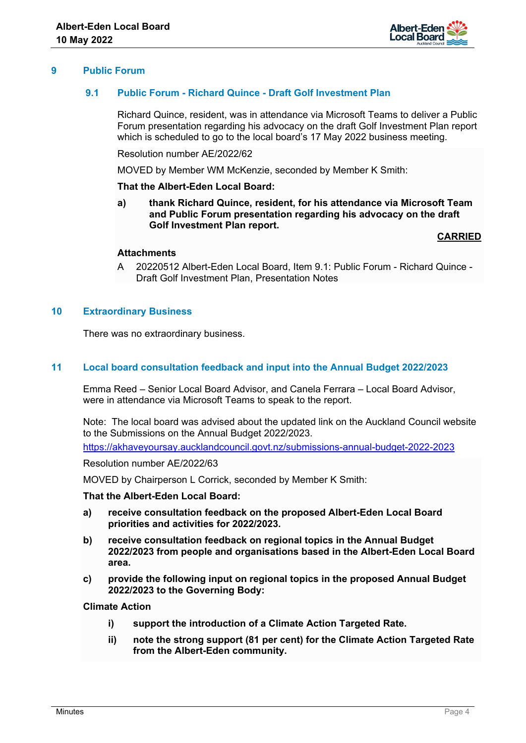## 9 Public Forum

### 9.1 Public Forum - Richard Quince - Draft Golf Investment Plan

Richard Quince, resident, was in attendance via Microsoft Teams to deliver a Public Forum presentation regarding his advocacy on the draft Golf Investment Plan report which is scheduled to go to the local board's 17 May 2022 business meeting.

Resolution number AE/2022/62

MOVED by Member WM McKenzie, seconded by Member K Smith:

**That the Albert-Eden Local Board:**

**a) thank Richard Quince, resident, for his attendance via Microsoft Team and Public Forum presentation regarding his advocacy on the draft Golf Investment Plan report.**

**CARRIED**

**Attachments**

A 20220512 Albert-Eden Local Board, Item 9.1: Public Forum - Richard Quince - Draft Golf Investment Plan, Presentation Notes

## 10 Extraordinary Business

There was no extraordinary business.

## 11 Local board consultation feedback and input into the Annual Budget 2022/2023

Emma Reed – Senior Local Board Advisor, and Canela Ferrara – Local Board Advisor, were in attendance via Microsoft Teams to speak to the report.

Note: The local board was advised about the updated link on the Auckland Council website to the Submissions on the Annual Budget 2022/2023.

https://akhaveyoursay.aucklandcouncil.govt.nz/submissions-annual-budget-2022-2023

Resolution number AE/2022/63

MOVED by Chairperson L Corrick, seconded by Member K Smith:

**That the Albert-Eden Local Board:**

**a) receive consultation feedback on the proposed Albert-Eden Local Board priorities and activities for 2022/2023.**

**b) receive consultation feedback on regional topics in the Annual Budget 2022/2023 from people and organisations based in the Albert-Eden Local Board area.**

**c) provide the following input on regional topics in the proposed Annual Budget 2022/2023 to the Governing Body:**

**Climate Action**

**i) support the introduction of a Climate Action Targeted Rate.**

**ii) note the strong support (81 per cent) for the Climate Action Targeted Rate from the Albert-Eden community.**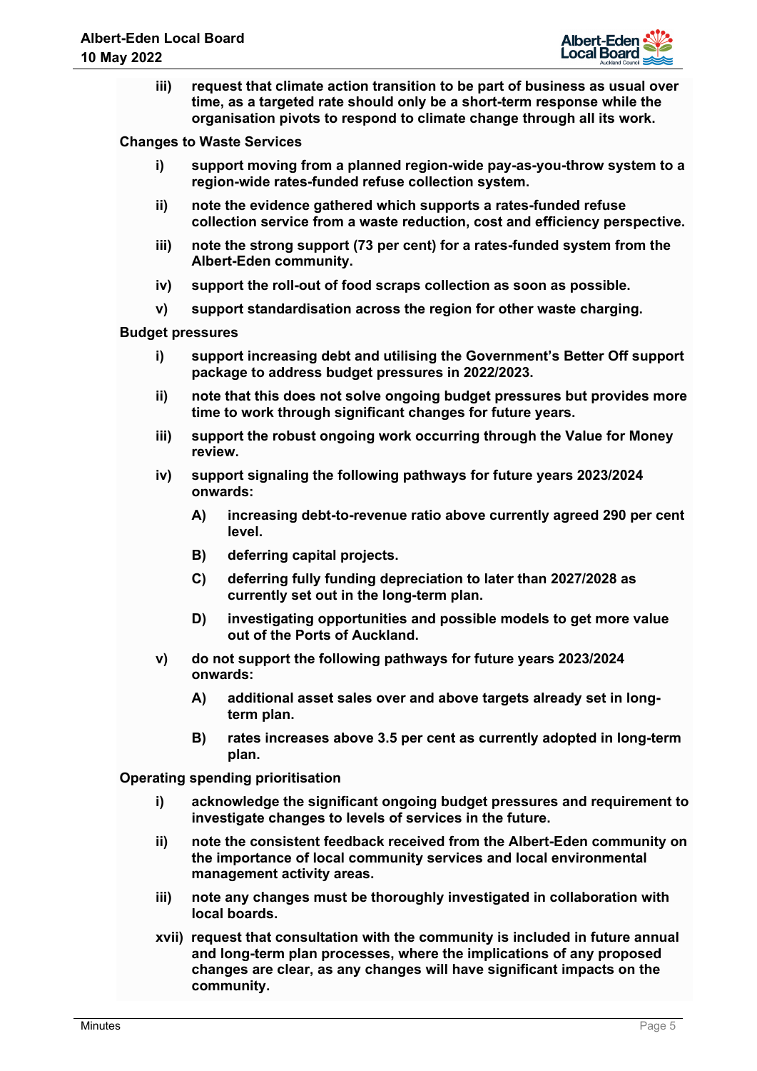**iii) request that climate action transition to be part of business as usual over time, as a targeted rate should only be a short-term response while the organisation pivots to respond to climate change through all its work.**

Changes to Waste Services

**i) support moving from a planned region-wide pay-as-you-throw system to a region-wide rates-funded refuse collection system.**

**ii) note the evidence gathered which supports a rates-funded refuse collection service from a waste reduction, cost and efficiency perspective.**

**iii) note the strong support (73 per cent) for a rates-funded system from the Albert-Eden community.**

**iv) support the roll-out of food scraps collection as soon as possible.**

**v) support standardisation across the region for other waste charging.**

Budget pressures

**i) support increasing debt and utilising the Government's Better Off support package to address budget pressures in 2022/2023.**

**ii) note that this does not solve ongoing budget pressures but provides more time to work through significant changes for future years.**

**iii) support the robust ongoing work occurring through the Value for Money review.**

**iv) support signaling the following pathways for future years 2023/2024 onwards:**

**A) increasing debt-to-revenue ratio above currently agreed 290 per cent level.**

**B) deferring capital projects.**

**C) deferring fully funding depreciation to later than 2027/2028 as currently set out in the long-term plan.**

**D) investigating opportunities and possible models to get more value out of the Ports of Auckland.**

**v) do not support the following pathways for future years 2023/2024 onwards:**

**A) additional asset sales over and above targets already set in long-term plan.**

**B) rates increases above 3.5 per cent as currently adopted in long-term plan.**

Operating spending prioritisation

**i) acknowledge the significant ongoing budget pressures and requirement to investigate changes to levels of services in the future.**

**ii) note the consistent feedback received from the Albert-Eden community on the importance of local community services and local environmental management activity areas.**

**iii) note any changes must be thoroughly investigated in collaboration with local boards.**

**xvii) request that consultation with the community is included in future annual and long-term plan processes, where the implications of any proposed changes are clear, as any changes will have significant impacts on the community.**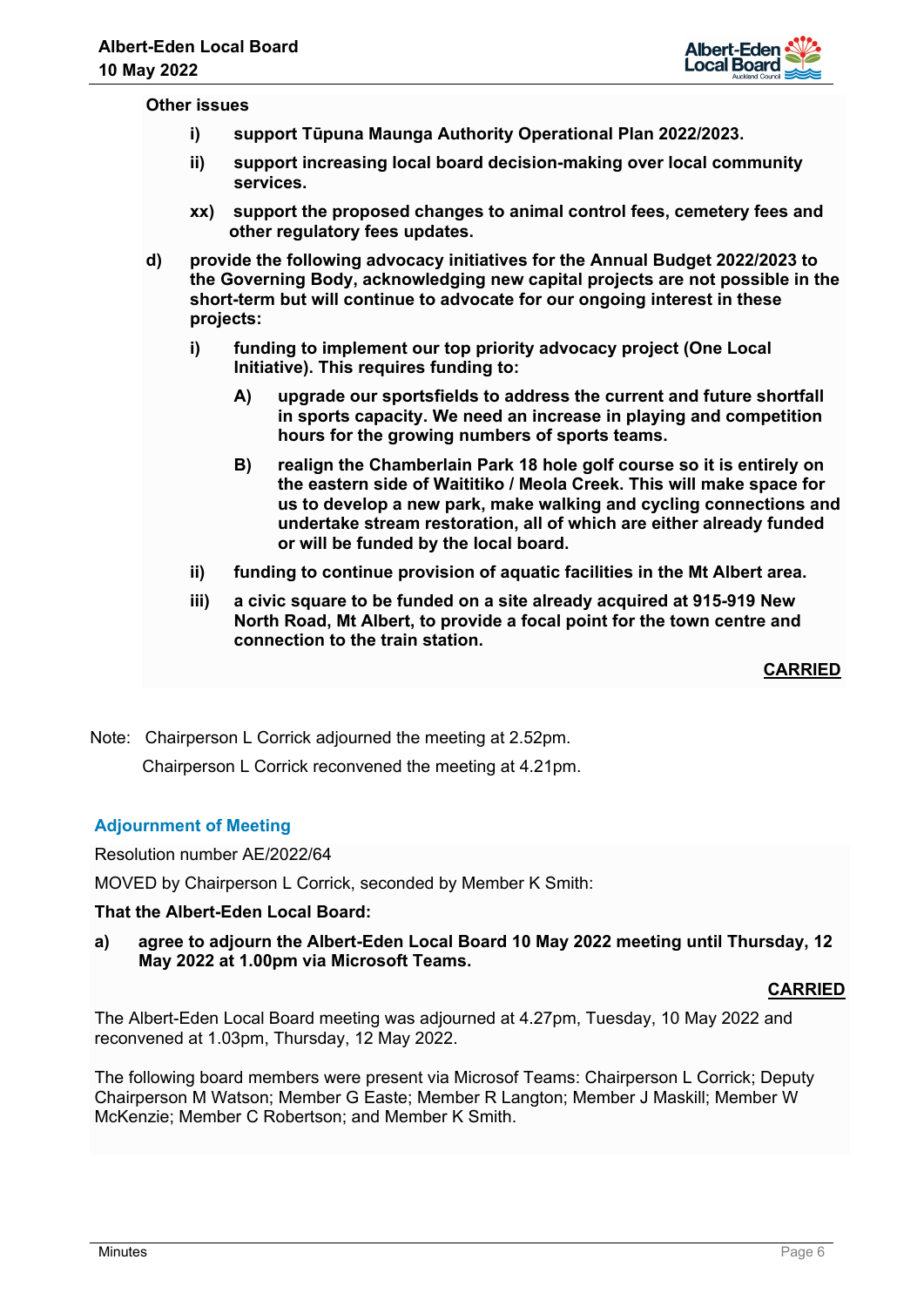**Other issues**

- **i) support Tūpuna Maunga Authority Operational Plan 2022/2023.**
- **ii) support increasing local board decision-making over local community services.**
- **xx) support the proposed changes to animal control fees, cemetery fees and other regulatory fees updates.**

**d) provide the following advocacy initiatives for the Annual Budget 2022/2023 to the Governing Body, acknowledging new capital projects are not possible in the short-term but will continue to advocate for our ongoing interest in these projects:**

- **i) funding to implement our top priority advocacy project (One Local Initiative). This requires funding to:**
  - **A) upgrade our sportsfields to address the current and future shortfall in sports capacity. We need an increase in playing and competition hours for the growing numbers of sports teams.**
  - **B) realign the Chamberlain Park 18 hole golf course so it is entirely on the eastern side of Waititiko / Meola Creek. This will make space for us to develop a new park, make walking and cycling connections and undertake stream restoration, all of which are either already funded or will be funded by the local board.**
- **ii) funding to continue provision of aquatic facilities in the Mt Albert area.**
- **iii) a civic square to be funded on a site already acquired at 915-919 New North Road, Mt Albert, to provide a focal point for the town centre and connection to the train station.**

**CARRIED**

Note: Chairperson L Corrick adjourned the meeting at 2.52pm.

Chairperson L Corrick reconvened the meeting at 4.21pm.

## Adjournment of Meeting

Resolution number AE/2022/64

MOVED by Chairperson L Corrick, seconded by Member K Smith:

**That the Albert-Eden Local Board:**

**a) agree to adjourn the Albert-Eden Local Board 10 May 2022 meeting until Thursday, 12 May 2022 at 1.00pm via Microsoft Teams.**

**CARRIED**

The Albert-Eden Local Board meeting was adjourned at 4.27pm, Tuesday, 10 May 2022 and reconvened at 1.03pm, Thursday, 12 May 2022.

The following board members were present via Microsof Teams: Chairperson L Corrick; Deputy Chairperson M Watson; Member G Easte; Member R Langton; Member J Maskill; Member W McKenzie; Member C Robertson; and Member K Smith.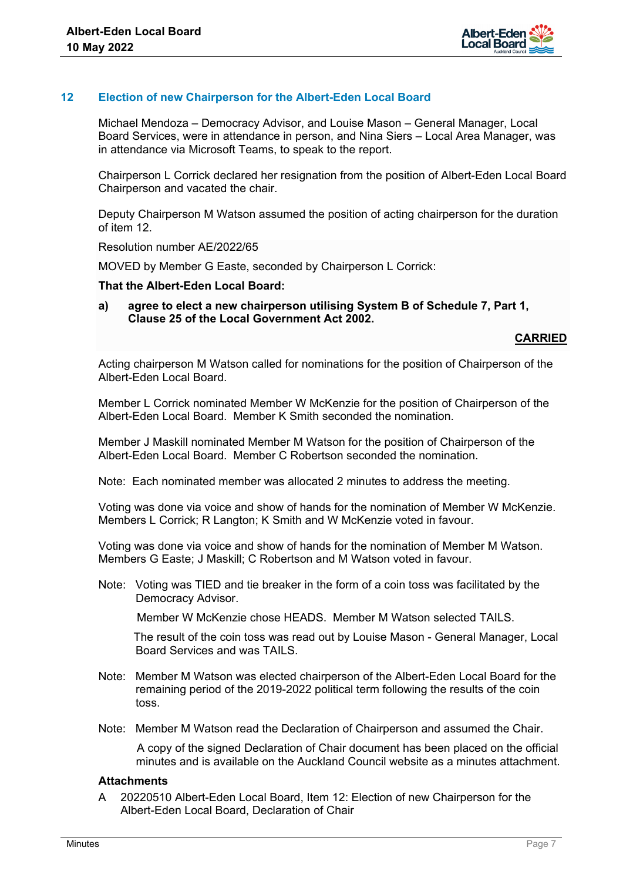## 12 Election of new Chairperson for the Albert-Eden Local Board

Michael Mendoza – Democracy Advisor, and Louise Mason – General Manager, Local Board Services, were in attendance in person, and Nina Siers – Local Area Manager, was in attendance via Microsoft Teams, to speak to the report.

Chairperson L Corrick declared her resignation from the position of Albert-Eden Local Board Chairperson and vacated the chair.

Deputy Chairperson M Watson assumed the position of acting chairperson for the duration of item 12.

Resolution number AE/2022/65

MOVED by Member G Easte, seconded by Chairperson L Corrick:

**That the Albert-Eden Local Board:**

**a) agree to elect a new chairperson utilising System B of Schedule 7, Part 1, Clause 25 of the Local Government Act 2002.**

**CARRIED**

Acting chairperson M Watson called for nominations for the position of Chairperson of the Albert-Eden Local Board.

Member L Corrick nominated Member W McKenzie for the position of Chairperson of the Albert-Eden Local Board. Member K Smith seconded the nomination.

Member J Maskill nominated Member M Watson for the position of Chairperson of the Albert-Eden Local Board. Member C Robertson seconded the nomination.

Note: Each nominated member was allocated 2 minutes to address the meeting.

Voting was done via voice and show of hands for the nomination of Member W McKenzie. Members L Corrick; R Langton; K Smith and W McKenzie voted in favour.

Voting was done via voice and show of hands for the nomination of Member M Watson. Members G Easte; J Maskill; C Robertson and M Watson voted in favour.

Note: Voting was TIED and tie breaker in the form of a coin toss was facilitated by the Democracy Advisor.

Member W McKenzie chose HEADS. Member M Watson selected TAILS.

The result of the coin toss was read out by Louise Mason - General Manager, Local Board Services and was TAILS.

Note: Member M Watson was elected chairperson of the Albert-Eden Local Board for the remaining period of the 2019-2022 political term following the results of the coin toss.

Note: Member M Watson read the Declaration of Chairperson and assumed the Chair.

A copy of the signed Declaration of Chair document has been placed on the official minutes and is available on the Auckland Council website as a minutes attachment.

**Attachments**

A 20220510 Albert-Eden Local Board, Item 12: Election of new Chairperson for the Albert-Eden Local Board, Declaration of Chair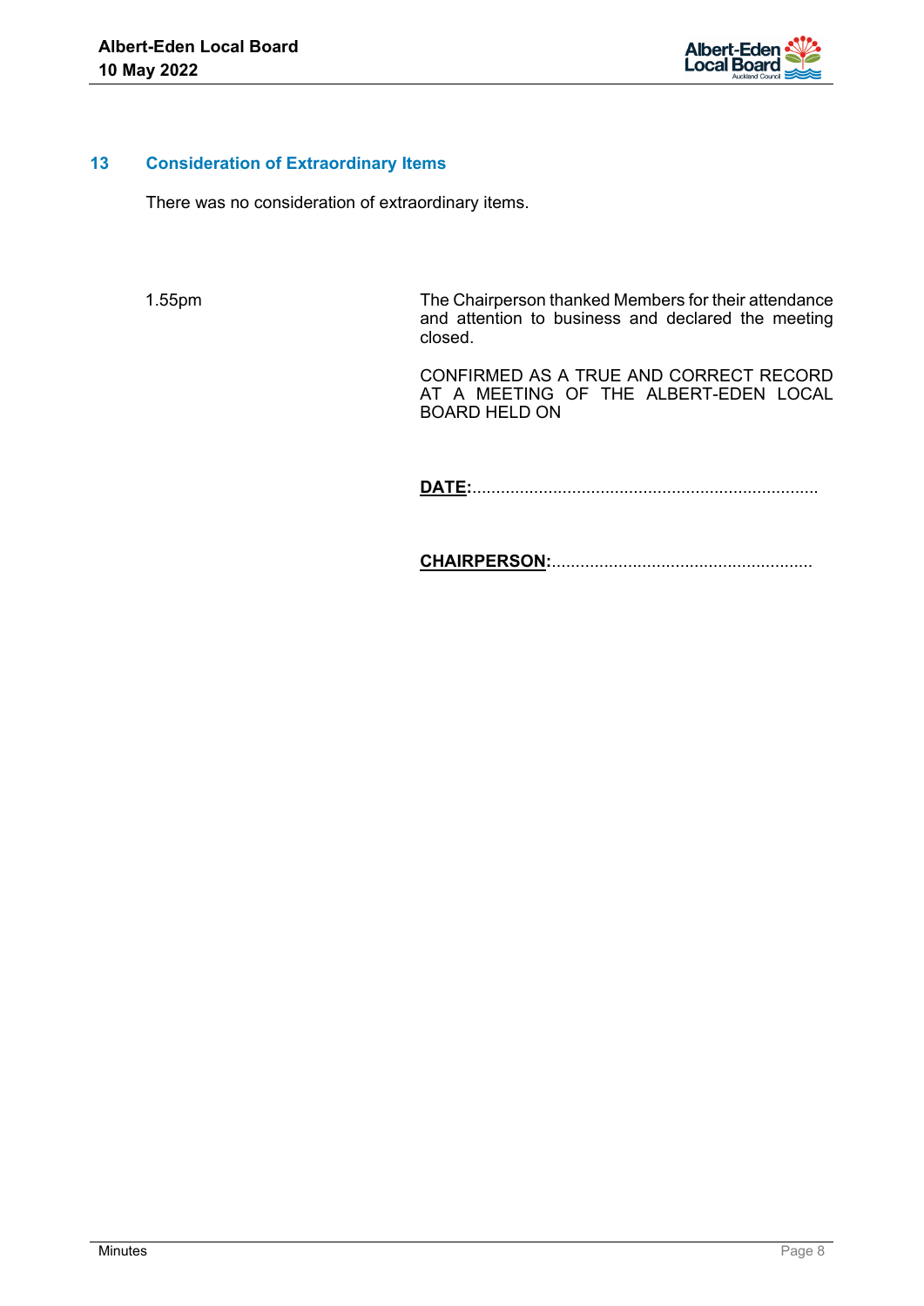## 13 Consideration of Extraordinary Items

There was no consideration of extraordinary items.

| | |
|---|---|
| 1.55pm | The Chairperson thanked Members for their attendance and attention to business and declared the meeting closed. |

CONFIRMED AS A TRUE AND CORRECT RECORD AT A MEETING OF THE ALBERT-EDEN LOCAL BOARD HELD ON

**DATE:**.........................................................................

**CHAIRPERSON:**.......................................................